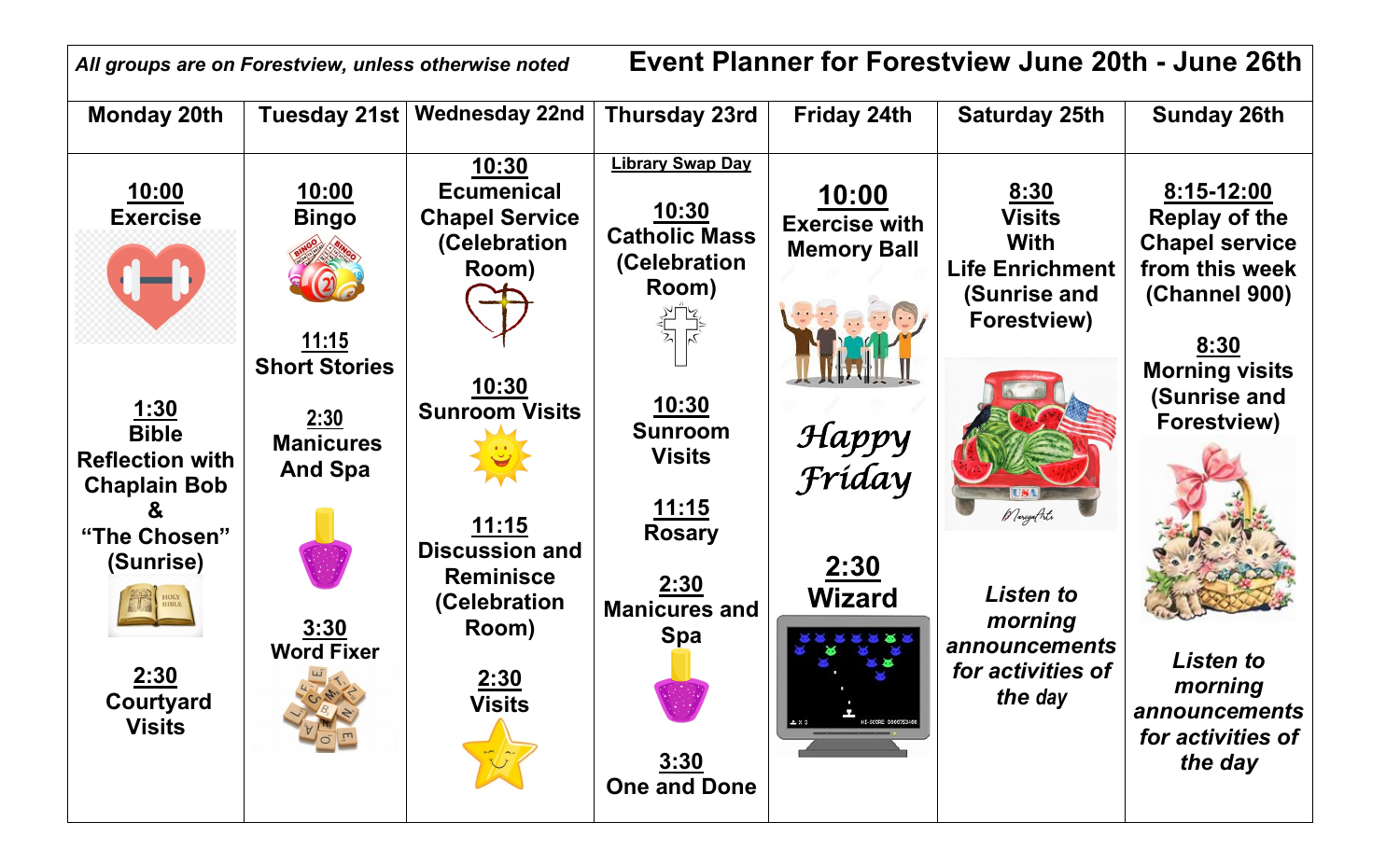*All groups are on Forestview, unless otherwise noted*

# Event Planner for Forestview June 20th - June 26th

| Monday 20th | Tuesday 21st | Wednesday 22nd | Thursday 23rd | Friday 24th | Saturday 25th | Sunday 26th |
|---|---|---|---|---|---|---|
| **10:00** Exercise<br><br>**1:30** Bible Reflection with Chaplain Bob & "The Chosen" (Sunrise)<br><br>**2:30** Courtyard Visits | **10:00** Bingo<br><br>**11:15** Short Stories<br><br>**2:30** Manicures And Spa<br><br>**3:30** Word Fixer | **10:30** Ecumenical Chapel Service (Celebration Room)<br><br>**10:30** Sunroom Visits<br><br>**11:15** Discussion and Reminisce (Celebration Room)<br><br>**2:30** Visits | **Library Swap Day**<br><br>**10:30** Catholic Mass (Celebration Room)<br><br>**10:30** Sunroom Visits<br><br>**11:15** Rosary<br><br>**2:30** Manicures and Spa<br><br>**3:30** One and Done | **10:00** Exercise with Memory Ball<br><br>*Happy Friday*<br><br>**2:30** Wizard | **8:30** Visits With Life Enrichment (Sunrise and Forestview)<br><br>*Listen to morning announcements for activities of the day* | **8:15-12:00** Replay of the Chapel service from this week (Channel 900)<br><br>**8:30** Morning visits (Sunrise and Forestview)<br><br>*Listen to morning announcements for activities of the day* |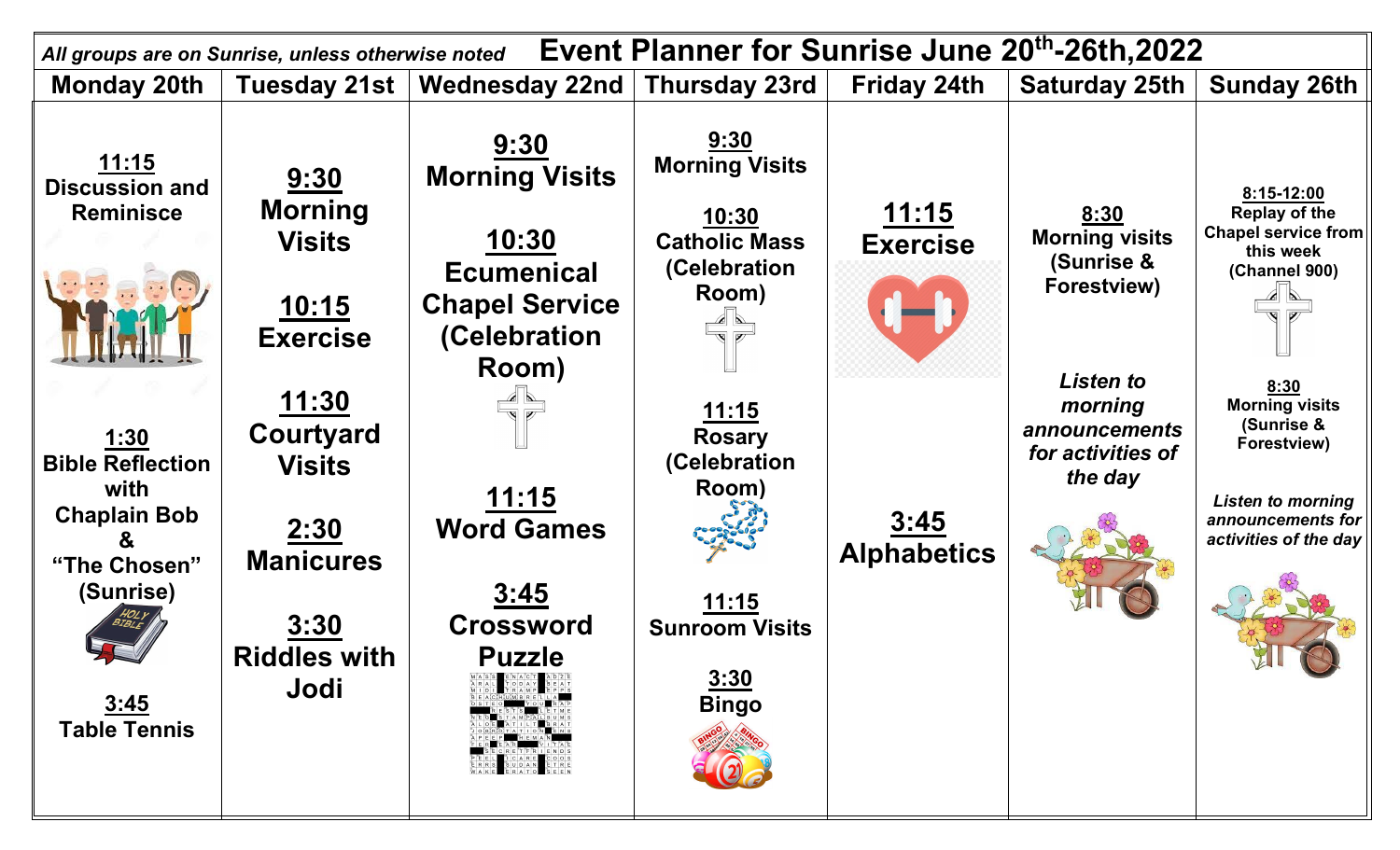*All groups are on Sunrise, unless otherwise noted*

# Event Planner for Sunrise June 20th-26th,2022

| Monday 20th | Tuesday 21st | Wednesday 22nd | Thursday 23rd | Friday 24th | Saturday 25th | Sunday 26th |
|---|---|---|---|---|---|---|
| **11:15** Discussion and Reminisce<br><br>**1:30** Bible Reflection with Chaplain Bob & "The Chosen" (Sunrise)<br><br>**3:45** Table Tennis | **9:30** Morning Visits<br><br>**10:15** Exercise<br><br>**11:30** Courtyard Visits<br><br>**2:30** Manicures<br><br>**3:30** Riddles with Jodi | **9:30** Morning Visits<br><br>**10:30** Ecumenical Chapel Service (Celebration Room)<br><br>**11:15** Word Games<br><br>**3:45** Crossword Puzzle | **9:30** Morning Visits<br><br>**10:30** Catholic Mass (Celebration Room)<br><br>**11:15** Rosary (Celebration Room)<br><br>**11:15** Sunroom Visits<br><br>**3:30** Bingo | **11:15** Exercise<br><br>**3:45** Alphabetics | **8:30** Morning visits (Sunrise & Forestview)<br><br>*Listen to morning announcements for activities of the day* | **8:15-12:00** Replay of the Chapel service from this week (Channel 900)<br><br>**8:30** Morning visits (Sunrise & Forestview)<br><br>*Listen to morning announcements for activities of the day* |